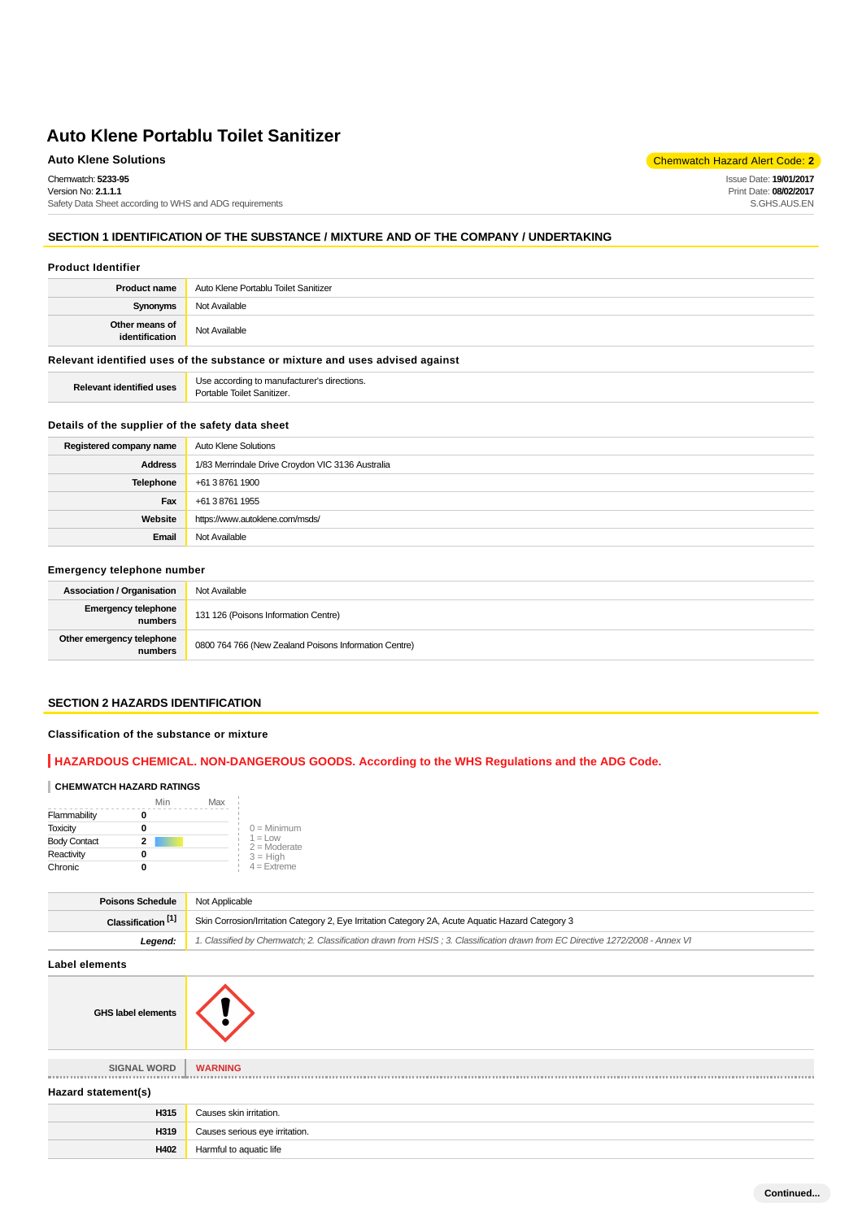# Auto Klene Portablu Toilet Sanitizer

**Auto Klene Solutions**

Chemwatch Hazard Alert Code: **2**

Chemwatch: **5233-95**
Version No: **2.1.1.1**
Safety Data Sheet according to WHS and ADG requirements

Issue Date: **19/01/2017**
Print Date: **08/02/2017**
S.GHS.AUS.EN

## SECTION 1 IDENTIFICATION OF THE SUBSTANCE / MIXTURE AND OF THE COMPANY / UNDERTAKING

### Product Identifier

| | |
|---|---|
| **Product name** | Auto Klene Portablu Toilet Sanitizer |
| **Synonyms** | Not Available |
| **Other means of identification** | Not Available |

### Relevant identified uses of the substance or mixture and uses advised against

| | |
|---|---|
| **Relevant identified uses** | Use according to manufacturer's directions.<br>Portable Toilet Sanitizer. |

### Details of the supplier of the safety data sheet

| | |
|---|---|
| **Registered company name** | Auto Klene Solutions |
| **Address** | 1/83 Merrindale Drive Croydon VIC 3136 Australia |
| **Telephone** | +61 3 8761 1900 |
| **Fax** | +61 3 8761 1955 |
| **Website** | https://www.autoklene.com/msds/ |
| **Email** | Not Available |

### Emergency telephone number

| | |
|---|---|
| **Association / Organisation** | Not Available |
| **Emergency telephone numbers** | 131 126 (Poisons Information Centre) |
| **Other emergency telephone numbers** | 0800 764 766 (New Zealand Poisons Information Centre) |

## SECTION 2 HAZARDS IDENTIFICATION

### Classification of the substance or mixture

**HAZARDOUS CHEMICAL. NON-DANGEROUS GOODS. According to the WHS Regulations and the ADG Code.**

**CHEMWATCH HAZARD RATINGS**

| | Rating |
|---|---|
| Flammability | 0 |
| Toxicity | 0 |
| Body Contact | 2 |
| Reactivity | 0 |
| Chronic | 0 |

0 = Minimum
1 = Low
2 = Moderate
3 = High
4 = Extreme

| | |
|---|---|
| **Poisons Schedule** | Not Applicable |
| **Classification [1]** | Skin Corrosion/Irritation Category 2, Eye Irritation Category 2A, Acute Aquatic Hazard Category 3 |
| ***Legend:*** | *1. Classified by Chemwatch; 2. Classification drawn from HSIS ; 3. Classification drawn from EC Directive 1272/2008 - Annex VI* |

### Label elements

| | |
|---|---|
| **GHS label elements** | |
| **SIGNAL WORD** | **WARNING** |

### Hazard statement(s)

| | |
|---|---|
| **H315** | Causes skin irritation. |
| **H319** | Causes serious eye irritation. |
| **H402** | Harmful to aquatic life |

**Continued...**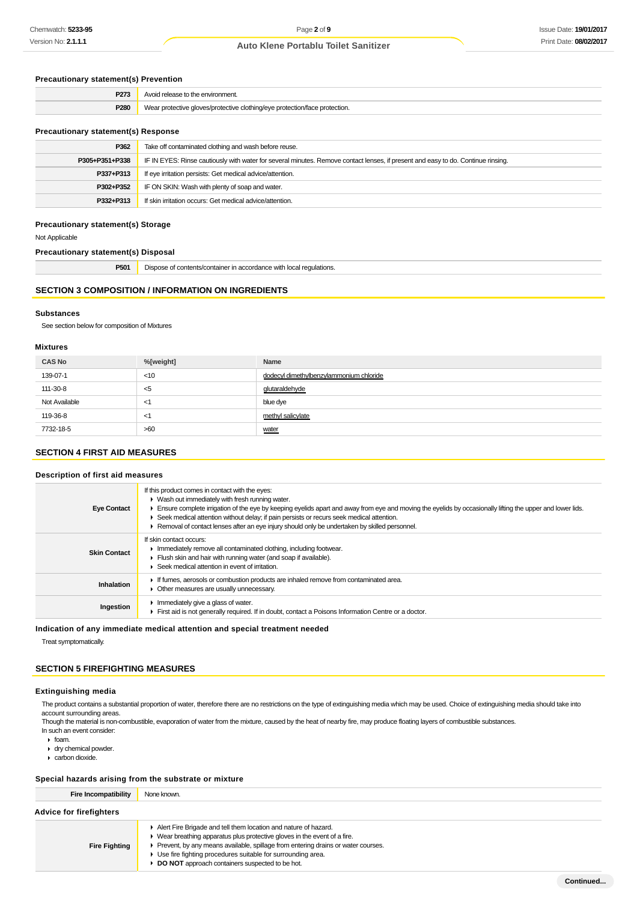### Precautionary statement(s) Prevention

| | |
|---|---|
| **P273** | Avoid release to the environment. |
| **P280** | Wear protective gloves/protective clothing/eye protection/face protection. |

### Precautionary statement(s) Response

| | |
|---|---|
| **P362** | Take off contaminated clothing and wash before reuse. |
| **P305+P351+P338** | IF IN EYES: Rinse cautiously with water for several minutes. Remove contact lenses, if present and easy to do. Continue rinsing. |
| **P337+P313** | If eye irritation persists: Get medical advice/attention. |
| **P302+P352** | IF ON SKIN: Wash with plenty of soap and water. |
| **P332+P313** | If skin irritation occurs: Get medical advice/attention. |

### Precautionary statement(s) Storage

Not Applicable

### Precautionary statement(s) Disposal

| | |
|---|---|
| **P501** | Dispose of contents/container in accordance with local regulations. |

## SECTION 3 COMPOSITION / INFORMATION ON INGREDIENTS

### Substances

See section below for composition of Mixtures

### Mixtures

| CAS No | %[weight] | Name |
|---|---|---|
| 139-07-1 | <10 | dodecyl dimethylbenzylammonium chloride |
| 111-30-8 | <5 | glutaraldehyde |
| Not Available | <1 | blue dye |
| 119-36-8 | <1 | methyl salicylate |
| 7732-18-5 | >60 | water |

## SECTION 4 FIRST AID MEASURES

### Description of first aid measures

| | |
|---|---|
| **Eye Contact** | If this product comes in contact with the eyes:<br>▸ Wash out immediately with fresh running water.<br>▸ Ensure complete irrigation of the eye by keeping eyelids apart and away from eye and moving the eyelids by occasionally lifting the upper and lower lids.<br>▸ Seek medical attention without delay; if pain persists or recurs seek medical attention.<br>▸ Removal of contact lenses after an eye injury should only be undertaken by skilled personnel. |
| **Skin Contact** | If skin contact occurs:<br>▸ Immediately remove all contaminated clothing, including footwear.<br>▸ Flush skin and hair with running water (and soap if available).<br>▸ Seek medical attention in event of irritation. |
| **Inhalation** | ▸ If fumes, aerosols or combustion products are inhaled remove from contaminated area.<br>▸ Other measures are usually unnecessary. |
| **Ingestion** | ▸ Immediately give a glass of water.<br>▸ First aid is not generally required. If in doubt, contact a Poisons Information Centre or a doctor. |

### Indication of any immediate medical attention and special treatment needed

Treat symptomatically.

## SECTION 5 FIREFIGHTING MEASURES

### Extinguishing media

The product contains a substantial proportion of water, therefore there are no restrictions on the type of extinguishing media which may be used. Choice of extinguishing media should take into account surrounding areas.

Though the material is non-combustible, evaporation of water from the mixture, caused by the heat of nearby fire, may produce floating layers of combustible substances.

In such an event consider:

- foam.
- dry chemical powder.
- carbon dioxide.

### Special hazards arising from the substrate or mixture

| | |
|---|---|
| **Fire Incompatibility** | None known. |

### Advice for firefighters

| | |
|---|---|
| **Fire Fighting** | ▸ Alert Fire Brigade and tell them location and nature of hazard.<br>▸ Wear breathing apparatus plus protective gloves in the event of a fire.<br>▸ Prevent, by any means available, spillage from entering drains or water courses.<br>▸ Use fire fighting procedures suitable for surrounding area.<br>▸ **DO NOT** approach containers suspected to be hot. |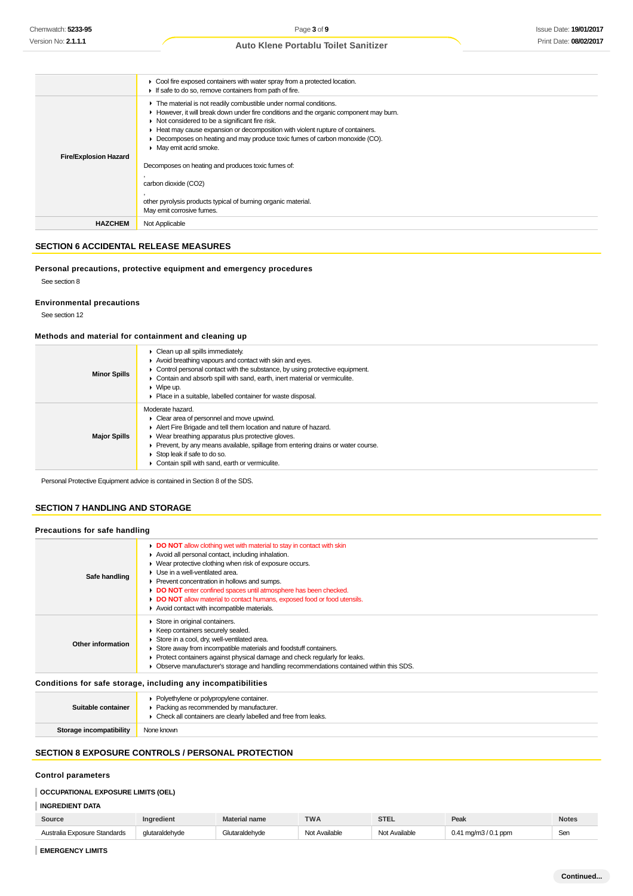| | |
|---|---|
| | - Cool fire exposed containers with water spray from a protected location.<br>- If safe to do so, remove containers from path of fire. |
| **Fire/Explosion Hazard** | - The material is not readily combustible under normal conditions.<br>- However, it will break down under fire conditions and the organic component may burn.<br>- Not considered to be a significant fire risk.<br>- Heat may cause expansion or decomposition with violent rupture of containers.<br>- Decomposes on heating and may produce toxic fumes of carbon monoxide (CO).<br>- May emit acrid smoke.<br><br>Decomposes on heating and produces toxic fumes of:<br>,<br>carbon dioxide ($CO_2$)<br>,<br>other pyrolysis products typical of burning organic material.<br>May emit corrosive fumes. |
| **HAZCHEM** | Not Applicable |

## SECTION 6 ACCIDENTAL RELEASE MEASURES

### Personal precautions, protective equipment and emergency procedures

See section 8

### Environmental precautions

See section 12

### Methods and material for containment and cleaning up

| | |
|---|---|
| **Minor Spills** | - Clean up all spills immediately.<br>- Avoid breathing vapours and contact with skin and eyes.<br>- Control personal contact with the substance, by using protective equipment.<br>- Contain and absorb spill with sand, earth, inert material or vermiculite.<br>- Wipe up.<br>- Place in a suitable, labelled container for waste disposal. |
| **Major Spills** | Moderate hazard.<br>- Clear area of personnel and move upwind.<br>- Alert Fire Brigade and tell them location and nature of hazard.<br>- Wear breathing apparatus plus protective gloves.<br>- Prevent, by any means available, spillage from entering drains or water course.<br>- Stop leak if safe to do so.<br>- Contain spill with sand, earth or vermiculite. |

Personal Protective Equipment advice is contained in Section 8 of the SDS.

## SECTION 7 HANDLING AND STORAGE

### Precautions for safe handling

| | |
|---|---|
| **Safe handling** | - **DO NOT** allow clothing wet with material to stay in contact with skin<br>- Avoid all personal contact, including inhalation.<br>- Wear protective clothing when risk of exposure occurs.<br>- Use in a well-ventilated area.<br>- Prevent concentration in hollows and sumps.<br>- **DO NOT** enter confined spaces until atmosphere has been checked.<br>- **DO NOT** allow material to contact humans, exposed food or food utensils.<br>- Avoid contact with incompatible materials. |
| **Other information** | - Store in original containers.<br>- Keep containers securely sealed.<br>- Store in a cool, dry, well-ventilated area.<br>- Store away from incompatible materials and foodstuff containers.<br>- Protect containers against physical damage and check regularly for leaks.<br>- Observe manufacturer's storage and handling recommendations contained within this SDS. |

### Conditions for safe storage, including any incompatibilities

| | |
|---|---|
| **Suitable container** | - Polyethylene or polypropylene container.<br>- Packing as recommended by manufacturer.<br>- Check all containers are clearly labelled and free from leaks. |
| **Storage incompatibility** | None known |

## SECTION 8 EXPOSURE CONTROLS / PERSONAL PROTECTION

### Control parameters

**OCCUPATIONAL EXPOSURE LIMITS (OEL)**

**INGREDIENT DATA**

| Source | Ingredient | Material name | TWA | STEL | Peak | Notes |
|---|---|---|---|---|---|---|
| Australia Exposure Standards | glutaraldehyde | Glutaraldehyde | Not Available | Not Available | 0.41 mg/m3 / 0.1 ppm | Sen |

**EMERGENCY LIMITS**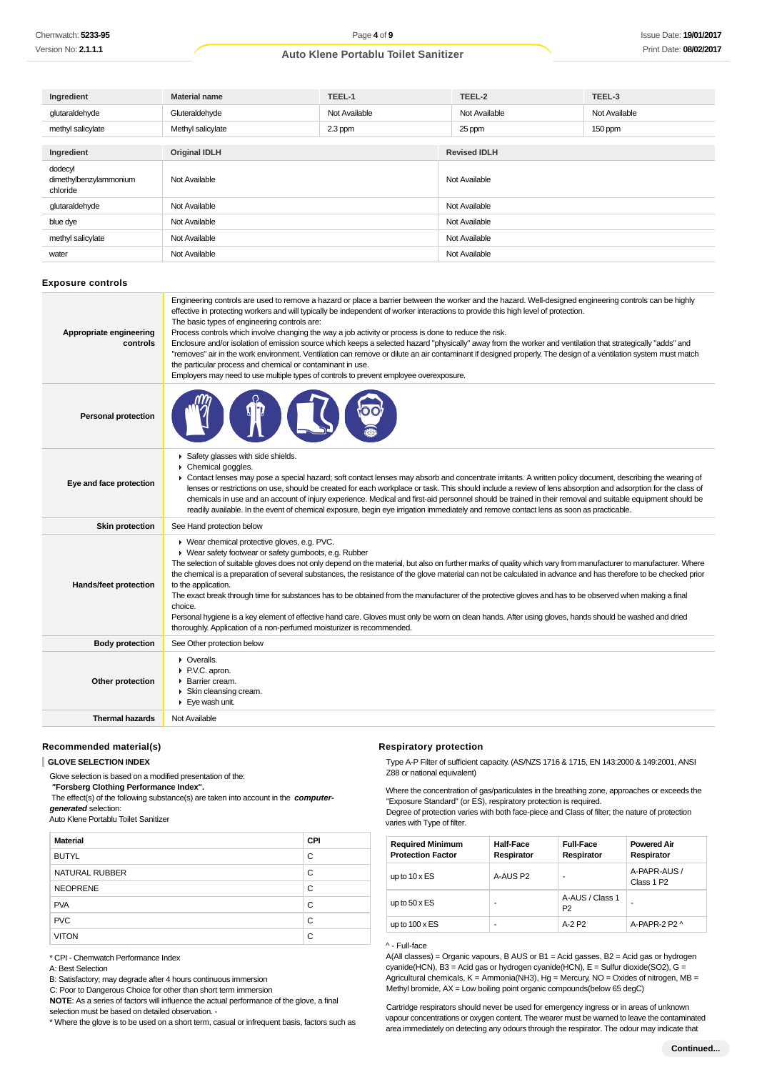| Ingredient | Material name | TEEL-1 | TEEL-2 | TEEL-3 |
|---|---|---|---|---|
| glutaraldehyde | Gluteraldehyde | Not Available | Not Available | Not Available |
| methyl salicylate | Methyl salicylate | 2.3 ppm | 25 ppm | 150 ppm |

| Ingredient | Original IDLH | Revised IDLH |
|---|---|---|
| dodecyl dimethylbenzylammonium chloride | Not Available | Not Available |
| glutaraldehyde | Not Available | Not Available |
| blue dye | Not Available | Not Available |
| methyl salicylate | Not Available | Not Available |
| water | Not Available | Not Available |

## Exposure controls

| | |
|---|---|
| **Appropriate engineering controls** | Engineering controls are used to remove a hazard or place a barrier between the worker and the hazard. Well-designed engineering controls can be highly effective in protecting workers and will typically be independent of worker interactions to provide this high level of protection.<br>The basic types of engineering controls are:<br>Process controls which involve changing the way a job activity or process is done to reduce the risk.<br>Enclosure and/or isolation of emission source which keeps a selected hazard "physically" away from the worker and ventilation that strategically "adds" and "removes" air in the work environment. Ventilation can remove or dilute an air contaminant if designed properly. The design of a ventilation system must match the particular process and chemical or contaminant in use.<br>Employers may need to use multiple types of controls to prevent employee overexposure. |
| **Personal protection** | |
| **Eye and face protection** | ▸ Safety glasses with side shields.<br>▸ Chemical goggles.<br>▸ Contact lenses may pose a special hazard; soft contact lenses may absorb and concentrate irritants. A written policy document, describing the wearing of lenses or restrictions on use, should be created for each workplace or task. This should include a review of lens absorption and adsorption for the class of chemicals in use and an account of injury experience. Medical and first-aid personnel should be trained in their removal and suitable equipment should be readily available. In the event of chemical exposure, begin eye irrigation immediately and remove contact lens as soon as practicable. |
| **Skin protection** | See Hand protection below |
| **Hands/feet protection** | ▸ Wear chemical protective gloves, e.g. PVC.<br>▸ Wear safety footwear or safety gumboots, e.g. Rubber<br>The selection of suitable gloves does not only depend on the material, but also on further marks of quality which vary from manufacturer to manufacturer. Where the chemical is a preparation of several substances, the resistance of the glove material can not be calculated in advance and has therefore to be checked prior to the application.<br>The exact break through time for substances has to be obtained from the manufacturer of the protective gloves and.has to be observed when making a final choice.<br>Personal hygiene is a key element of effective hand care. Gloves must only be worn on clean hands. After using gloves, hands should be washed and dried thoroughly. Application of a non-perfumed moisturizer is recommended. |
| **Body protection** | See Other protection below |
| **Other protection** | ▸ Overalls.<br>▸ P.V.C. apron.<br>▸ Barrier cream.<br>▸ Skin cleansing cream.<br>▸ Eye wash unit. |
| **Thermal hazards** | Not Available |

### Recommended material(s)

**GLOVE SELECTION INDEX**

Glove selection is based on a modified presentation of the:
***"Forsberg Clothing Performance Index".***
The effect(s) of the following substance(s) are taken into account in the ***computer-generated*** selection:
Auto Klene Portablu Toilet Sanitizer

| Material | CPI |
|---|---|
| BUTYL | C |
| NATURAL RUBBER | C |
| NEOPRENE | C |
| PVA | C |
| PVC | C |
| VITON | C |

* CPI - Chemwatch Performance Index
A: Best Selection
B: Satisfactory; may degrade after 4 hours continuous immersion
C: Poor to Dangerous Choice for other than short term immersion
**NOTE**: As a series of factors will influence the actual performance of the glove, a final selection must be based on detailed observation. -
* Where the glove is to be used on a short term, casual or infrequent basis, factors such as

### Respiratory protection

Type A-P Filter of sufficient capacity. (AS/NZS 1716 & 1715, EN 143:2000 & 149:2001, ANSI Z88 or national equivalent)

Where the concentration of gas/particulates in the breathing zone, approaches or exceeds the "Exposure Standard" (or ES), respiratory protection is required.
Degree of protection varies with both face-piece and Class of filter; the nature of protection varies with Type of filter.

| Required Minimum Protection Factor | Half-Face Respirator | Full-Face Respirator | Powered Air Respirator |
|---|---|---|---|
| up to 10 x ES | A-AUS P2 | - | A-PAPR-AUS / Class 1 P2 |
| up to 50 x ES | - | A-AUS / Class 1 P2 | - |
| up to 100 x ES | - | A-2 P2 | A-PAPR-2 P2 ^ |

^ - Full-face
A(All classes) = Organic vapours, B AUS or B1 = Acid gasses, B2 = Acid gas or hydrogen cyanide(HCN), B3 = Acid gas or hydrogen cyanide(HCN), E = Sulfur dioxide($SO_2$), G = Agricultural chemicals, K = Ammonia($NH_3$), Hg = Mercury, NO = Oxides of nitrogen, MB = Methyl bromide, AX = Low boiling point organic compounds(below 65 degC)

Cartridge respirators should never be used for emergency ingress or in areas of unknown vapour concentrations or oxygen content. The wearer must be warned to leave the contaminated area immediately on detecting any odours through the respirator. The odour may indicate that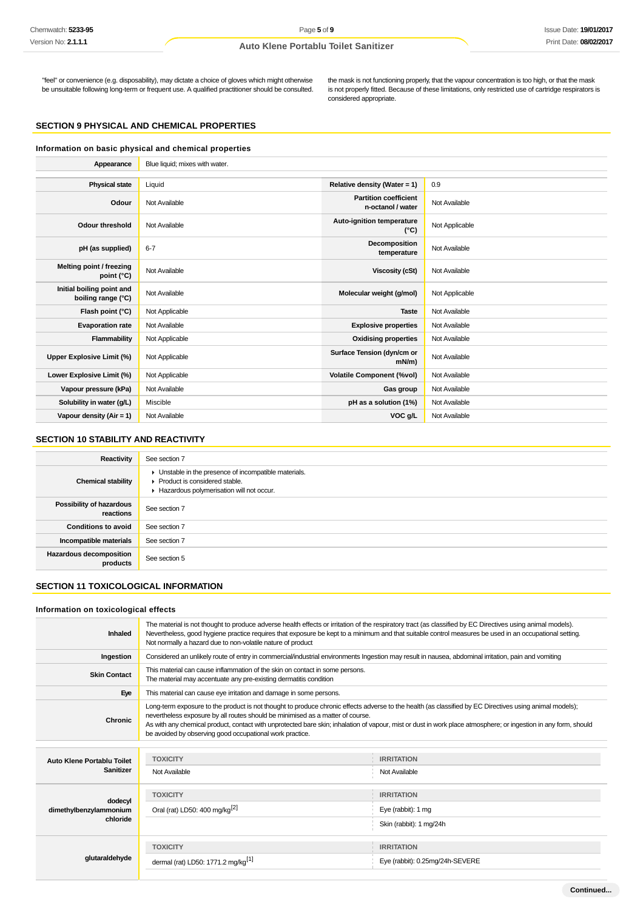"feel" or convenience (e.g. disposability), may dictate a choice of gloves which might otherwise be unsuitable following long-term or frequent use. A qualified practitioner should be consulted.

the mask is not functioning properly, that the vapour concentration is too high, or that the mask is not properly fitted. Because of these limitations, only restricted use of cartridge respirators is considered appropriate.

## SECTION 9 PHYSICAL AND CHEMICAL PROPERTIES

### Information on basic physical and chemical properties

| | |
|---|---|
| **Appearance** | Blue liquid; mixes with water. |

| | | | |
|---|---|---|---|
| **Physical state** | Liquid | **Relative density (Water = 1)** | 0.9 |
| **Odour** | Not Available | **Partition coefficient n-octanol / water** | Not Available |
| **Odour threshold** | Not Available | **Auto-ignition temperature (°C)** | Not Applicable |
| **pH (as supplied)** | 6-7 | **Decomposition temperature** | Not Available |
| **Melting point / freezing point (°C)** | Not Available | **Viscosity (cSt)** | Not Available |
| **Initial boiling point and boiling range (°C)** | Not Available | **Molecular weight (g/mol)** | Not Applicable |
| **Flash point (°C)** | Not Applicable | **Taste** | Not Available |
| **Evaporation rate** | Not Available | **Explosive properties** | Not Available |
| **Flammability** | Not Applicable | **Oxidising properties** | Not Available |
| **Upper Explosive Limit (%)** | Not Applicable | **Surface Tension (dyn/cm or mN/m)** | Not Available |
| **Lower Explosive Limit (%)** | Not Applicable | **Volatile Component (%vol)** | Not Available |
| **Vapour pressure (kPa)** | Not Available | **Gas group** | Not Available |
| **Solubility in water (g/L)** | Miscible | **pH as a solution (1%)** | Not Available |
| **Vapour density (Air = 1)** | Not Available | **VOC g/L** | Not Available |

## SECTION 10 STABILITY AND REACTIVITY

| | |
|---|---|
| **Reactivity** | See section 7 |
| **Chemical stability** | - Unstable in the presence of incompatible materials.<br>- Product is considered stable.<br>- Hazardous polymerisation will not occur. |
| **Possibility of hazardous reactions** | See section 7 |
| **Conditions to avoid** | See section 7 |
| **Incompatible materials** | See section 7 |
| **Hazardous decomposition products** | See section 5 |

## SECTION 11 TOXICOLOGICAL INFORMATION

### Information on toxicological effects

| | |
|---|---|
| **Inhaled** | The material is not thought to produce adverse health effects or irritation of the respiratory tract (as classified by EC Directives using animal models). Nevertheless, good hygiene practice requires that exposure be kept to a minimum and that suitable control measures be used in an occupational setting.<br>Not normally a hazard due to non-volatile nature of product |
| **Ingestion** | Considered an unlikely route of entry in commercial/industrial environments Ingestion may result in nausea, abdominal irritation, pain and vomiting |
| **Skin Contact** | This material can cause inflammation of the skin on contact in some persons.<br>The material may accentuate any pre-existing dermatitis condition |
| **Eye** | This material can cause eye irritation and damage in some persons. |
| **Chronic** | Long-term exposure to the product is not thought to produce chronic effects adverse to the health (as classified by EC Directives using animal models); nevertheless exposure by all routes should be minimised as a matter of course.<br>As with any chemical product, contact with unprotected bare skin; inhalation of vapour, mist or dust in work place atmosphere; or ingestion in any form, should be avoided by observing good occupational work practice. |

| | TOXICITY | IRRITATION |
|---|---|---|
| **Auto Klene Portablu Toilet Sanitizer** | Not Available | Not Available |
| **dodecyl dimethylbenzylammonium chloride** | Oral (rat) LD50: 400 mg/kg[2] | Eye (rabbit): 1 mg |
| | | Skin (rabbit): 1 mg/24h |
| **glutaraldehyde** | dermal (rat) LD50: 1771.2 mg/kg[1] | Eye (rabbit): 0.25mg/24h-SEVERE |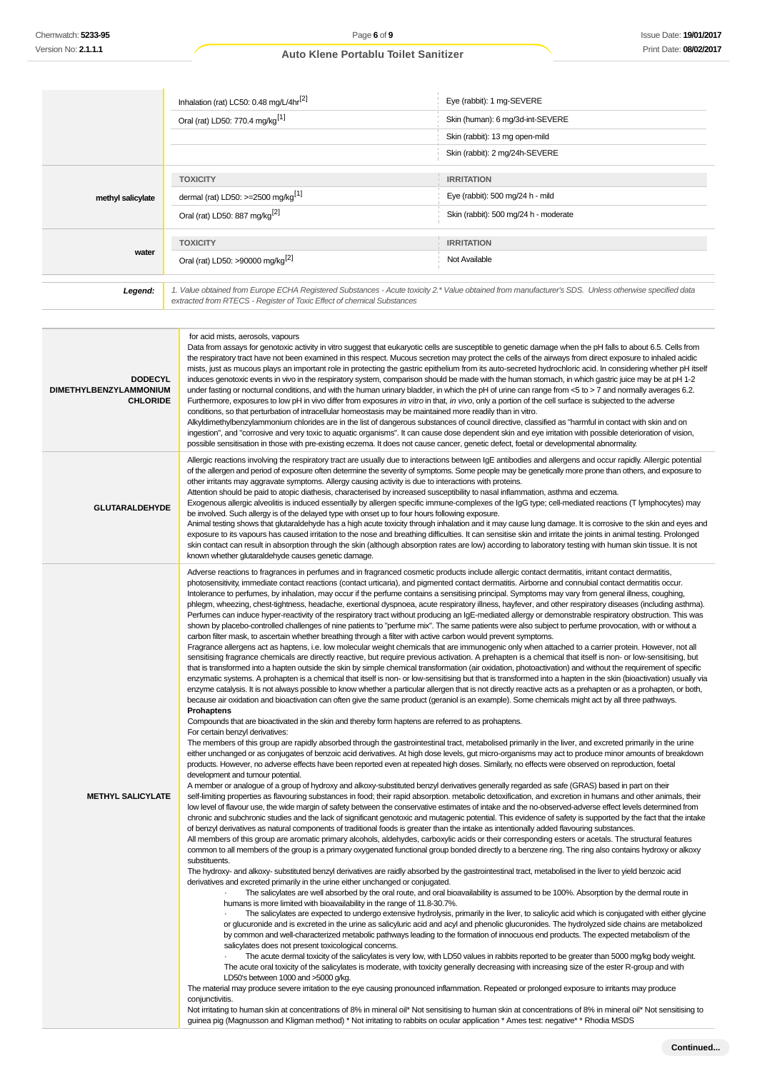| | | |
|---|---|---|
| | Inhalation (rat) LC50: 0.48 mg/L/4hr[2] | Eye (rabbit): 1 mg-SEVERE |
| | Oral (rat) LD50: 770.4 mg/kg[1] | Skin (human): 6 mg/3d-int-SEVERE |
| | | Skin (rabbit): 13 mg open-mild |
| | | Skin (rabbit): 2 mg/24h-SEVERE |
| **methyl salicylate** | **TOXICITY** | **IRRITATION** |
| | dermal (rat) LD50: >=2500 mg/kg[1] | Eye (rabbit): 500 mg/24 h - mild |
| | Oral (rat) LD50: 887 mg/kg[2] | Skin (rabbit): 500 mg/24 h - moderate |
| **water** | **TOXICITY** | **IRRITATION** |
| | Oral (rat) LD50: >90000 mg/kg[2] | Not Available |

***Legend:*** *1. Value obtained from Europe ECHA Registered Substances - Acute toxicity 2.* Value obtained from manufacturer's SDS. Unless otherwise specified data extracted from RTECS - Register of Toxic Effect of chemical Substances*

| | |
|---|---|
| **DODECYL DIMETHYLBENZYLAMMONIUM CHLORIDE** | for acid mists, aerosols, vapours<br>Data from assays for genotoxic activity in vitro suggest that eukaryotic cells are susceptible to genetic damage when the pH falls to about 6.5. Cells from the respiratory tract have not been examined in this respect. Mucous secretion may protect the cells of the airways from direct exposure to inhaled acidic mists, just as mucous plays an important role in protecting the gastric epithelium from its auto-secreted hydrochloric acid. In considering whether pH itself induces genotoxic events in vivo in the respiratory system, comparison should be made with the human stomach, in which gastric juice may be at pH 1-2 under fasting or nocturnal conditions, and with the human urinary bladder, in which the pH of urine can range from <5 to > 7 and normally averages 6.2. Furthermore, exposures to low pH in vivo differ from exposures *in vitro* in that, *in vivo*, only a portion of the cell surface is subjected to the adverse conditions, so that perturbation of intracellular homeostasis may be maintained more readily than in vitro.<br>Alkyldimethylbenzylammonium chlorides are in the list of dangerous substances of council directive, classified as "harmful in contact with skin and on ingestion", and "corrosive and very toxic to aquatic organisms". It can cause dose dependent skin and eye irritation with possible deterioration of vision, possible sensitisation in those with pre-existing eczema. It does not cause cancer, genetic defect, foetal or developmental abnormality. |
| **GLUTARALDEHYDE** | Allergic reactions involving the respiratory tract are usually due to interactions between IgE antibodies and allergens and occur rapidly. Allergic potential of the allergen and period of exposure often determine the severity of symptoms. Some people may be genetically more prone than others, and exposure to other irritants may aggravate symptoms. Allergy causing activity is due to interactions with proteins.<br>Attention should be paid to atopic diathesis, characterised by increased susceptibility to nasal inflammation, asthma and eczema.<br>Exogenous allergic alveolitis is induced essentially by allergen specific immune-complexes of the IgG type; cell-mediated reactions (T lymphocytes) may be involved. Such allergy is of the delayed type with onset up to four hours following exposure.<br>Animal testing shows that glutaraldehyde has a high acute toxicity through inhalation and it may cause lung damage. It is corrosive to the skin and eyes and exposure to its vapours has caused irritation to the nose and breathing difficulties. It can sensitise skin and irritate the joints in animal testing. Prolonged skin contact can result in absorption through the skin (although absorption rates are low) according to laboratory testing with human skin tissue. It is not known whether glutaraldehyde causes genetic damage. |
| **METHYL SALICYLATE** | Adverse reactions to fragrances in perfumes and in fragranced cosmetic products include allergic contact dermatitis, irritant contact dermatitis, photosensitivity, immediate contact reactions (contact urticaria), and pigmented contact dermatitis. Airborne and connubial contact dermatitis occur.<br>Intolerance to perfumes, by inhalation, may occur if the perfume contains a sensitising principal. Symptoms may vary from general illness, coughing, phlegm, wheezing, chest-tightness, headache, exertional dyspnoea, acute respiratory illness, hayfever, and other respiratory diseases (including asthma). Perfumes can induce hyper-reactivity of the respiratory tract without producing an IgE-mediated allergy or demonstrable respiratory obstruction. This was shown by placebo-controlled challenges of nine patients to "perfume mix". The same patients were also subject to perfume provocation, with or without a carbon filter mask, to ascertain whether breathing through a filter with active carbon would prevent symptoms.<br>Fragrance allergens act as haptens, i.e. low molecular weight chemicals that are immunogenic only when attached to a carrier protein. However, not all sensitising fragrance chemicals are directly reactive, but require previous activation. A prehapten is a chemical that itself is non- or low-sensitising, but that is transformed into a hapten outside the skin by simple chemical transformation (air oxidation, photoactivation) and without the requirement of specific enzymatic systems. A prohapten is a chemical that itself is non- or low-sensitising but that is transformed into a hapten in the skin (bioactivation) usually via enzyme catalysis. It is not always possible to know whether a particular allergen that is not directly reactive acts as a prehapten or as a prohapten, or both, because air oxidation and bioactivation can often give the same product (geraniol is an example). Some chemicals might act by all three pathways.<br>**Prohaptens**<br>Compounds that are bioactivated in the skin and thereby form haptens are referred to as prohaptens.<br>For certain benzyl derivatives:<br>The members of this group are rapidly absorbed through the gastrointestinal tract, metabolised primarily in the liver, and excreted primarily in the urine either unchanged or as conjugates of benzoic acid derivatives. At high dose levels, gut micro-organisms may act to produce minor amounts of breakdown products. However, no adverse effects have been reported even at repeated high doses. Similarly, no effects were observed on reproduction, foetal development and tumour potential.<br>A member or analogue of a group of hydroxy and alkoxy-substituted benzyl derivatives generally regarded as safe (GRAS) based in part on their self-limiting properties as flavouring substances in food; their rapid absorption. metabolic detoxification, and excretion in humans and other animals, their low level of flavour use, the wide margin of safety between the conservative estimates of intake and the no-observed-adverse effect levels determined from chronic and subchronic studies and the lack of significant genotoxic and mutagenic potential. This evidence of safety is supported by the fact that the intake of benzyl derivatives as natural components of traditional foods is greater than the intake as intentionally added flavouring substances.<br>All members of this group are aromatic primary alcohols, aldehydes, carboxylic acids or their corresponding esters or acetals. The structural features common to all members of the group is a primary oxygenated functional group bonded directly to a benzene ring. The ring also contains hydroxy or alkoxy substituents.<br>The hydroxy- and alkoxy- substituted benzyl derivatives are raidly absorbed by the gastrointestinal tract, metabolised in the liver to yield benzoic acid derivatives and excreted primarily in the urine either unchanged or conjugated.<br>· The salicylates are well absorbed by the oral route, and oral bioavailability is assumed to be 100%. Absorption by the dermal route in humans is more limited with bioavailability in the range of 11.8-30.7%.<br>· The salicylates are expected to undergo extensive hydrolysis, primarily in the liver, to salicylic acid which is conjugated with either glycine or glucuronide and is excreted in the urine as salicyluric acid and acyl and phenolic glucuronides. The hydrolyzed side chains are metabolized by common and well-characterized metabolic pathways leading to the formation of innocuous end products. The expected metabolism of the salicylates does not present toxicological concerns.<br>· The acute dermal toxicity of the salicylates is very low, with LD50 values in rabbits reported to be greater than 5000 mg/kg body weight. The acute oral toxicity of the salicylates is moderate, with toxicity generally decreasing with increasing size of the ester R-group and with LD50's between 1000 and >5000 g/kg.<br>The material may produce severe irritation to the eye causing pronounced inflammation. Repeated or prolonged exposure to irritants may produce conjunctivitis.<br>Not irritating to human skin at concentrations of 8% in mineral oil* Not sensitising to human skin at concentrations of 8% in mineral oil* Not sensitising to guinea pig (Magnusson and Kligman method) * Not irritating to rabbits on ocular application * Ames test: negative* * Rhodia MSDS |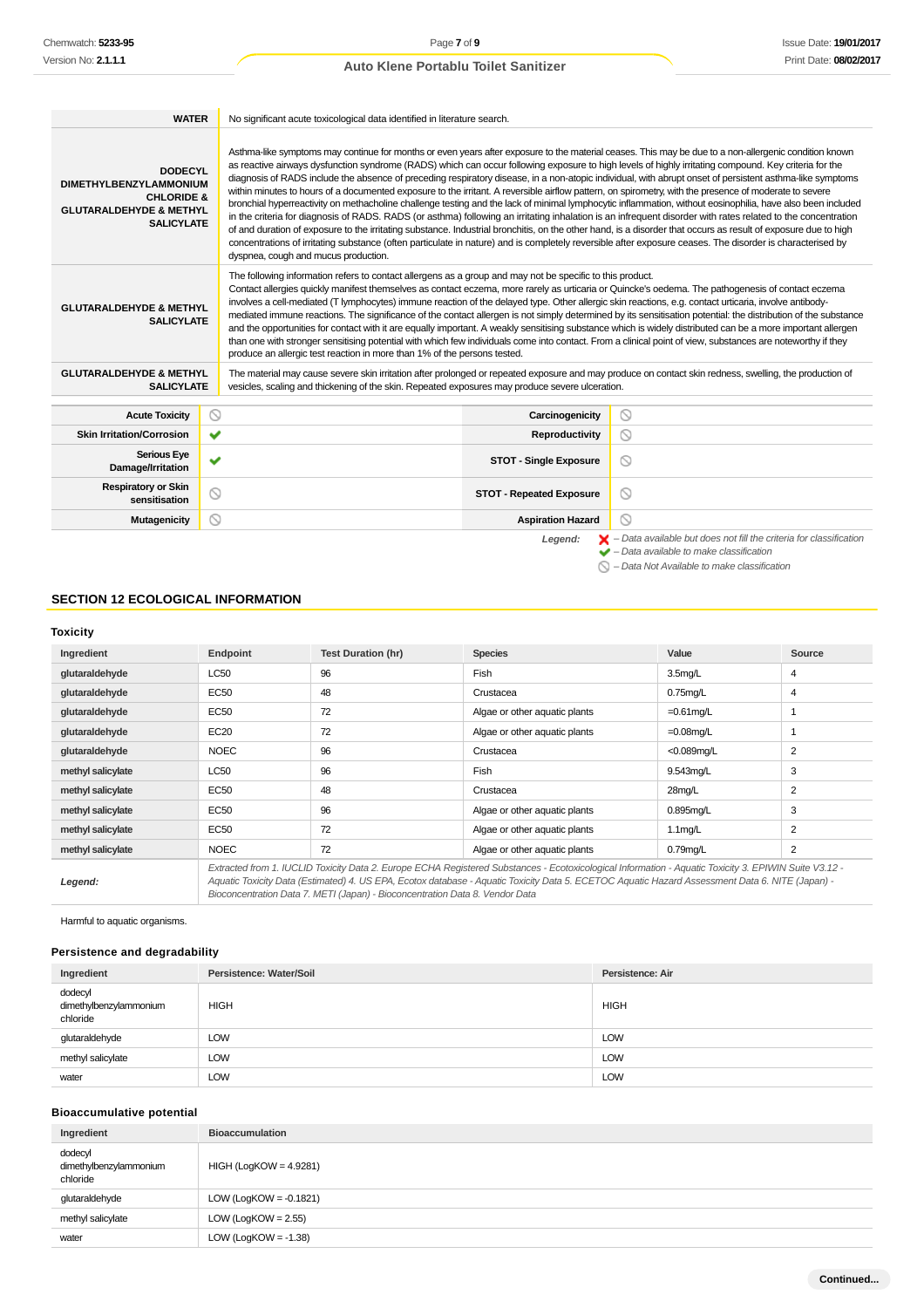| | |
|---|---|
| **WATER** | No significant acute toxicological data identified in literature search. |
| **DODECYL DIMETHYLBENZYLAMMONIUM CHLORIDE & GLUTARALDEHYDE & METHYL SALICYLATE** | Asthma-like symptoms may continue for months or even years after exposure to the material ceases. This may be due to a non-allergenic condition known as reactive airways dysfunction syndrome (RADS) which can occur following exposure to high levels of highly irritating compound. Key criteria for the diagnosis of RADS include the absence of preceding respiratory disease, in a non-atopic individual, with abrupt onset of persistent asthma-like symptoms within minutes to hours of a documented exposure to the irritant. A reversible airflow pattern, on spirometry, with the presence of moderate to severe bronchial hyperreactivity on methacholine challenge testing and the lack of minimal lymphocytic inflammation, without eosinophilia, have also been included in the criteria for diagnosis of RADS. RADS (or asthma) following an irritating inhalation is an infrequent disorder with rates related to the concentration of and duration of exposure to the irritating substance. Industrial bronchitis, on the other hand, is a disorder that occurs as result of exposure due to high concentrations of irritating substance (often particulate in nature) and is completely reversible after exposure ceases. The disorder is characterised by dyspnea, cough and mucus production. |
| **GLUTARALDEHYDE & METHYL SALICYLATE** | The following information refers to contact allergens as a group and may not be specific to this product.<br>Contact allergies quickly manifest themselves as contact eczema, more rarely as urticaria or Quincke's oedema. The pathogenesis of contact eczema involves a cell-mediated (T lymphocytes) immune reaction of the delayed type. Other allergic skin reactions, e.g. contact urticaria, involve antibody-mediated immune reactions. The significance of the contact allergen is not simply determined by its sensitisation potential: the distribution of the substance and the opportunities for contact with it are equally important. A weakly sensitising substance which is widely distributed can be a more important allergen than one with stronger sensitising potential with which few individuals come into contact. From a clinical point of view, substances are noteworthy if they produce an allergic test reaction in more than 1% of the persons tested. |
| **GLUTARALDEHYDE & METHYL SALICYLATE** | The material may cause severe skin irritation after prolonged or repeated exposure and may produce on contact skin redness, swelling, the production of vesicles, scaling and thickening of the skin. Repeated exposures may produce severe ulceration. |

| | | | |
|---|---|---|---|
| **Acute Toxicity** | ⃠ | **Carcinogenicity** | ⃠ |
| **Skin Irritation/Corrosion** | ✔ | **Reproductivity** | ⃠ |
| **Serious Eye Damage/Irritation** | ✔ | **STOT - Single Exposure** | ⃠ |
| **Respiratory or Skin sensitisation** | ⃠ | **STOT - Repeated Exposure** | ⃠ |
| **Mutagenicity** | ⃠ | **Aspiration Hazard** | ⃠ |

*Legend:* ✘ – *Data available but does not fill the criteria for classification*
✔ – *Data available to make classification*
⃠ – *Data Not Available to make classification*

## SECTION 12 ECOLOGICAL INFORMATION

### Toxicity

| Ingredient | Endpoint | Test Duration (hr) | Species | Value | Source |
|---|---|---|---|---|---|
| glutaraldehyde | LC50 | 96 | Fish | 3.5mg/L | 4 |
| glutaraldehyde | EC50 | 48 | Crustacea | 0.75mg/L | 4 |
| glutaraldehyde | EC50 | 72 | Algae or other aquatic plants | =0.61mg/L | 1 |
| glutaraldehyde | EC20 | 72 | Algae or other aquatic plants | =0.08mg/L | 1 |
| glutaraldehyde | NOEC | 96 | Crustacea | <0.089mg/L | 2 |
| methyl salicylate | LC50 | 96 | Fish | 9.543mg/L | 3 |
| methyl salicylate | EC50 | 48 | Crustacea | 28mg/L | 2 |
| methyl salicylate | EC50 | 96 | Algae or other aquatic plants | 0.895mg/L | 3 |
| methyl salicylate | EC50 | 72 | Algae or other aquatic plants | 1.1mg/L | 2 |
| methyl salicylate | NOEC | 72 | Algae or other aquatic plants | 0.79mg/L | 2 |
| ***Legend:*** | *Extracted from 1. IUCLID Toxicity Data 2. Europe ECHA Registered Substances - Ecotoxicological Information - Aquatic Toxicity 3. EPIWIN Suite V3.12 - Aquatic Toxicity Data (Estimated) 4. US EPA, Ecotox database - Aquatic Toxicity Data 5. ECETOC Aquatic Hazard Assessment Data 6. NITE (Japan) - Bioconcentration Data 7. METI (Japan) - Bioconcentration Data 8. Vendor Data* | | | | |

Harmful to aquatic organisms.

### Persistence and degradability

| Ingredient | Persistence: Water/Soil | Persistence: Air |
|---|---|---|
| dodecyl dimethylbenzylammonium chloride | HIGH | HIGH |
| glutaraldehyde | LOW | LOW |
| methyl salicylate | LOW | LOW |
| water | LOW | LOW |

### Bioaccumulative potential

| Ingredient | Bioaccumulation |
|---|---|
| dodecyl dimethylbenzylammonium chloride | HIGH (LogKOW = 4.9281) |
| glutaraldehyde | LOW (LogKOW = -0.1821) |
| methyl salicylate | LOW (LogKOW = 2.55) |
| water | LOW (LogKOW = -1.38) |

Continued...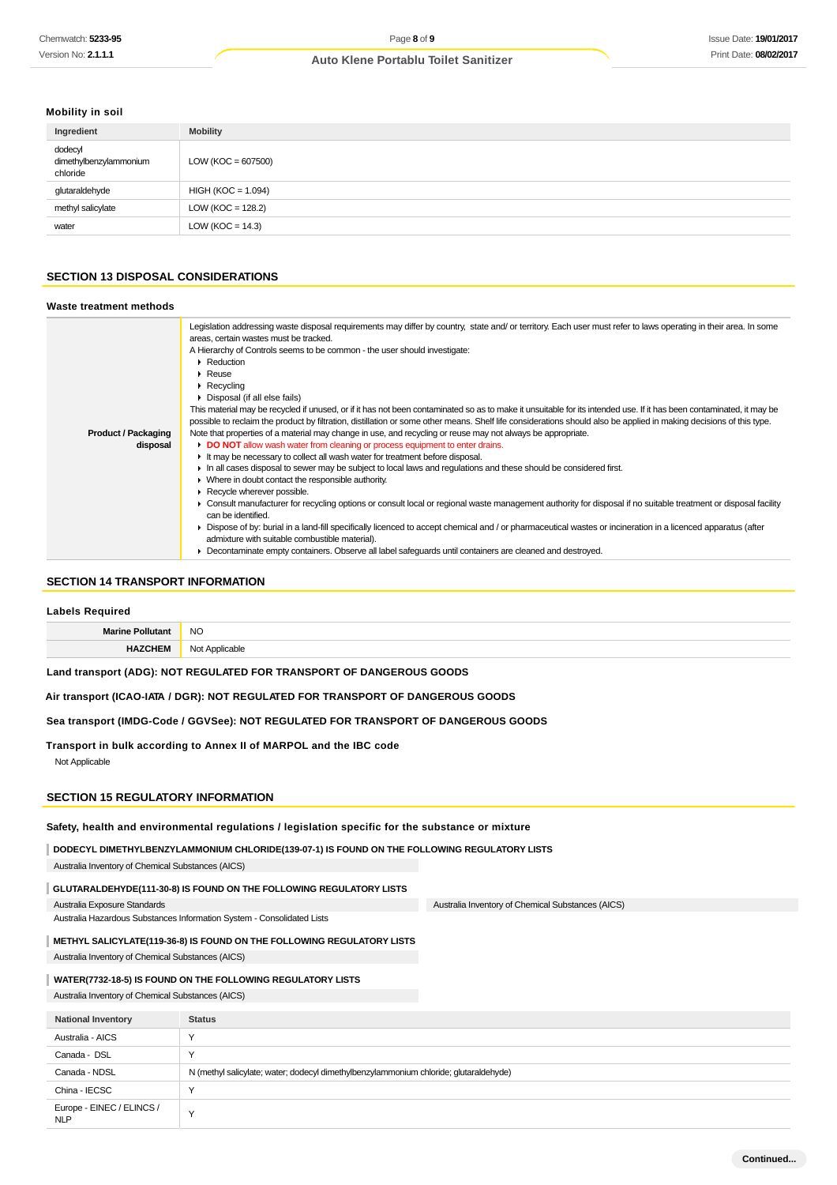### Mobility in soil

| Ingredient | Mobility |
|---|---|
| dodecyl dimethylbenzylammonium chloride | LOW (KOC = 607500) |
| glutaraldehyde | HIGH (KOC = 1.094) |
| methyl salicylate | LOW (KOC = 128.2) |
| water | LOW (KOC = 14.3) |

## SECTION 13 DISPOSAL CONSIDERATIONS

### Waste treatment methods

| | |
|---|---|
| **Product / Packaging disposal** | Legislation addressing waste disposal requirements may differ by country, state and/ or territory. Each user must refer to laws operating in their area. In some areas, certain wastes must be tracked.<br>A Hierarchy of Controls seems to be common - the user should investigate:<br>▸ Reduction<br>▸ Reuse<br>▸ Recycling<br>▸ Disposal (if all else fails)<br>This material may be recycled if unused, or if it has not been contaminated so as to make it unsuitable for its intended use. If it has been contaminated, it may be possible to reclaim the product by filtration, distillation or some other means. Shelf life considerations should also be applied in making decisions of this type. Note that properties of a material may change in use, and recycling or reuse may not always be appropriate.<br>▸ **DO NOT** allow wash water from cleaning or process equipment to enter drains.<br>▸ It may be necessary to collect all wash water for treatment before disposal.<br>▸ In all cases disposal to sewer may be subject to local laws and regulations and these should be considered first.<br>▸ Where in doubt contact the responsible authority.<br>▸ Recycle wherever possible.<br>▸ Consult manufacturer for recycling options or consult local or regional waste management authority for disposal if no suitable treatment or disposal facility can be identified.<br>▸ Dispose of by: burial in a land-fill specifically licenced to accept chemical and / or pharmaceutical wastes or incineration in a licenced apparatus (after admixture with suitable combustible material).<br>▸ Decontaminate empty containers. Observe all label safeguards until containers are cleaned and destroyed. |

## SECTION 14 TRANSPORT INFORMATION

### Labels Required

| | |
|---|---|
| **Marine Pollutant** | NO |
| **HAZCHEM** | Not Applicable |

**Land transport (ADG): NOT REGULATED FOR TRANSPORT OF DANGEROUS GOODS**

**Air transport (ICAO-IATA / DGR): NOT REGULATED FOR TRANSPORT OF DANGEROUS GOODS**

**Sea transport (IMDG-Code / GGVSee): NOT REGULATED FOR TRANSPORT OF DANGEROUS GOODS**

**Transport in bulk according to Annex II of MARPOL and the IBC code**

Not Applicable

## SECTION 15 REGULATORY INFORMATION

### Safety, health and environmental regulations / legislation specific for the substance or mixture

**DODECYL DIMETHYLBENZYLAMMONIUM CHLORIDE(139-07-1) IS FOUND ON THE FOLLOWING REGULATORY LISTS**

Australia Inventory of Chemical Substances (AICS)

**GLUTARALDEHYDE(111-30-8) IS FOUND ON THE FOLLOWING REGULATORY LISTS**

Australia Exposure Standards

Australia Hazardous Substances Information System - Consolidated Lists

Australia Inventory of Chemical Substances (AICS)

**METHYL SALICYLATE(119-36-8) IS FOUND ON THE FOLLOWING REGULATORY LISTS**

Australia Inventory of Chemical Substances (AICS)

**WATER(7732-18-5) IS FOUND ON THE FOLLOWING REGULATORY LISTS**

Australia Inventory of Chemical Substances (AICS)

| National Inventory | Status |
|---|---|
| Australia - AICS | Y |
| Canada - DSL | Y |
| Canada - NDSL | N (methyl salicylate; water; dodecyl dimethylbenzylammonium chloride; glutaraldehyde) |
| China - IECSC | Y |
| Europe - EINEC / ELINCS / NLP | Y |

Continued...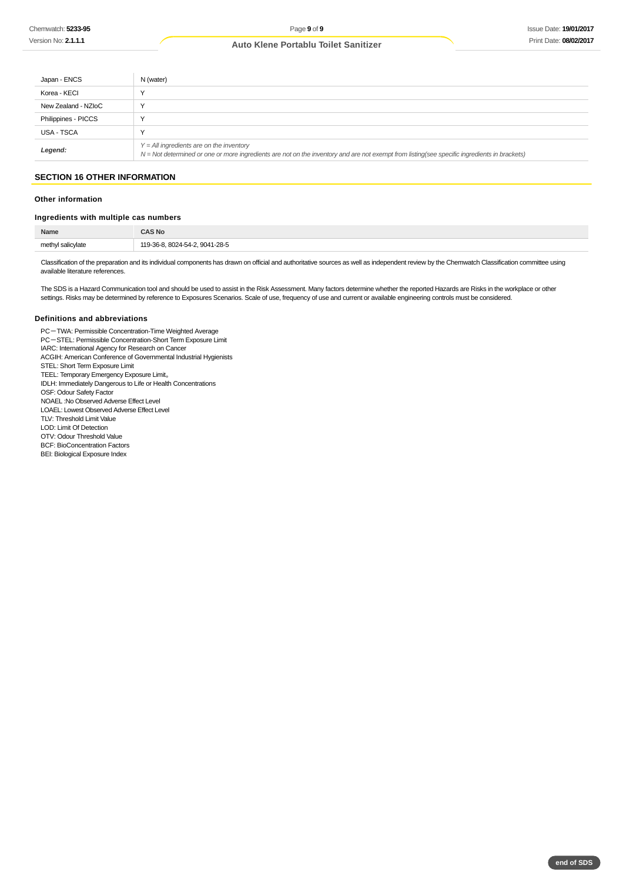| | |
|---|---|
| Japan - ENCS | N (water) |
| Korea - KECI | Y |
| New Zealand - NZIoC | Y |
| Philippines - PICCS | Y |
| USA - TSCA | Y |
| ***Legend:*** | *Y = All ingredients are on the inventory*<br>*N = Not determined or one or more ingredients are not on the inventory and are not exempt from listing(see specific ingredients in brackets)* |

## SECTION 16 OTHER INFORMATION

### Other information

### Ingredients with multiple cas numbers

| Name | CAS No |
|---|---|
| methyl salicylate | 119-36-8, 8024-54-2, 9041-28-5 |

Classification of the preparation and its individual components has drawn on official and authoritative sources as well as independent review by the Chemwatch Classification committee using available literature references.

The SDS is a Hazard Communication tool and should be used to assist in the Risk Assessment. Many factors determine whether the reported Hazards are Risks in the workplace or other settings. Risks may be determined by reference to Exposures Scenarios. Scale of use, frequency of use and current or available engineering controls must be considered.

### Definitions and abbreviations

PC－TWA: Permissible Concentration-Time Weighted Average
PC－STEL: Permissible Concentration-Short Term Exposure Limit
IARC: International Agency for Research on Cancer
ACGIH: American Conference of Governmental Industrial Hygienists
STEL: Short Term Exposure Limit
TEEL: Temporary Emergency Exposure Limit。
IDLH: Immediately Dangerous to Life or Health Concentrations
OSF: Odour Safety Factor
NOAEL :No Observed Adverse Effect Level
LOAEL: Lowest Observed Adverse Effect Level
TLV: Threshold Limit Value
LOD: Limit Of Detection
OTV: Odour Threshold Value
BCF: BioConcentration Factors
BEI: Biological Exposure Index

**end of SDS**